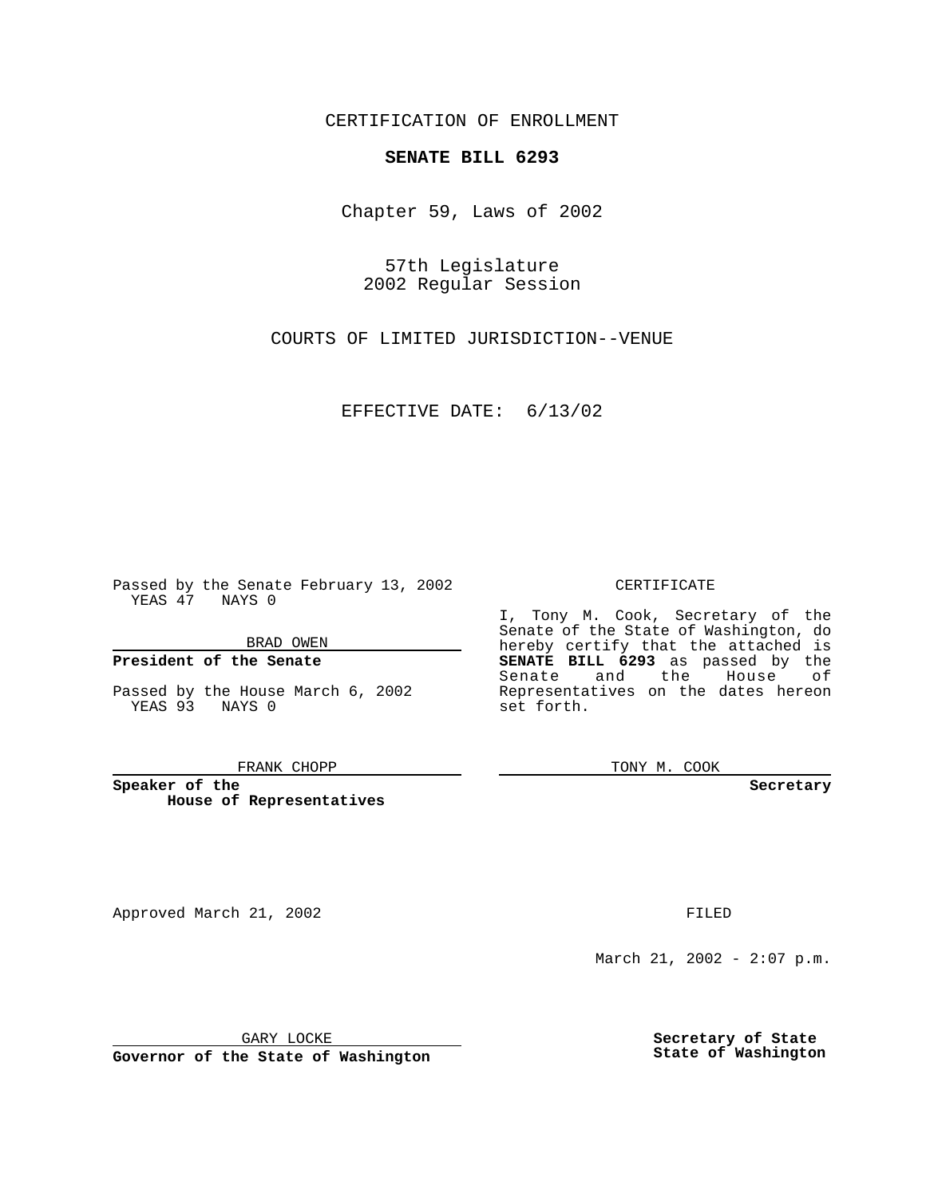CERTIFICATION OF ENROLLMENT

# SENATE BILL 6293

Chapter 59, Laws of 2002

57th Legislature
2002 Regular Session

COURTS OF LIMITED JURISDICTION--VENUE

EFFECTIVE DATE: 6/13/02

Passed by the Senate February 13, 2002
YEAS 47 NAYS 0

BRAD OWEN

**President of the Senate**

Passed by the House March 6, 2002
YEAS 93 NAYS 0

FRANK CHOPP

**Speaker of the House of Representatives**

CERTIFICATE

I, Tony M. Cook, Secretary of the Senate of the State of Washington, do hereby certify that the attached is **SENATE BILL 6293** as passed by the Senate and the House of Representatives on the dates hereon set forth.

TONY M. COOK

**Secretary**

Approved March 21, 2002

GARY LOCKE

**Governor of the State of Washington**

FILED

March 21, 2002 - 2:07 p.m.

**Secretary of State**
**State of Washington**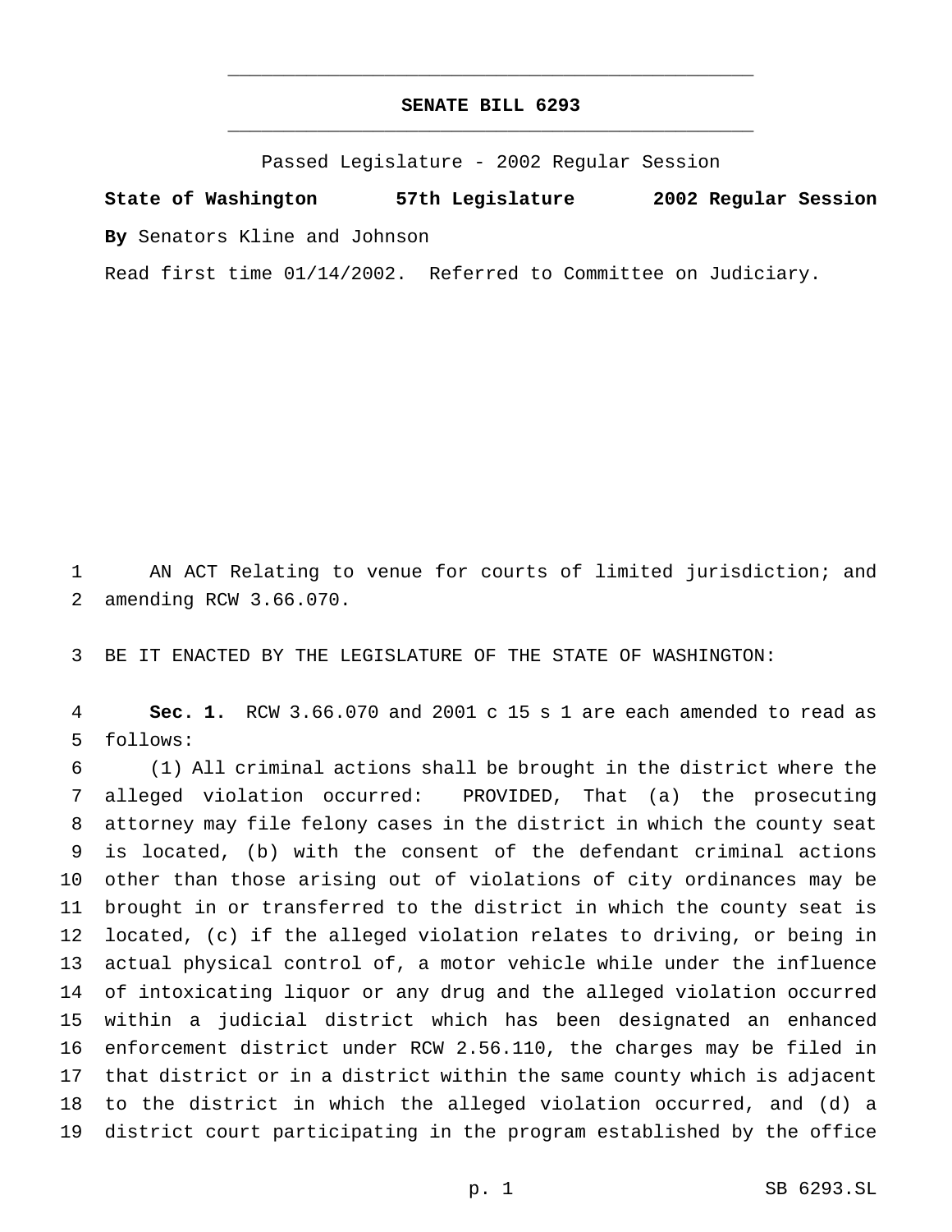**SENATE BILL 6293**

Passed Legislature - 2002 Regular Session

**State of Washington 57th Legislature 2002 Regular Session**

**By** Senators Kline and Johnson

Read first time 01/14/2002. Referred to Committee on Judiciary.

AN ACT Relating to venue for courts of limited jurisdiction; and amending RCW 3.66.070.

BE IT ENACTED BY THE LEGISLATURE OF THE STATE OF WASHINGTON:

**Sec. 1.** RCW 3.66.070 and 2001 c 15 s 1 are each amended to read as follows:

(1) All criminal actions shall be brought in the district where the alleged violation occurred: PROVIDED, That (a) the prosecuting attorney may file felony cases in the district in which the county seat is located, (b) with the consent of the defendant criminal actions other than those arising out of violations of city ordinances may be brought in or transferred to the district in which the county seat is located, (c) if the alleged violation relates to driving, or being in actual physical control of, a motor vehicle while under the influence of intoxicating liquor or any drug and the alleged violation occurred within a judicial district which has been designated an enhanced enforcement district under RCW 2.56.110, the charges may be filed in that district or in a district within the same county which is adjacent to the district in which the alleged violation occurred, and (d) a district court participating in the program established by the office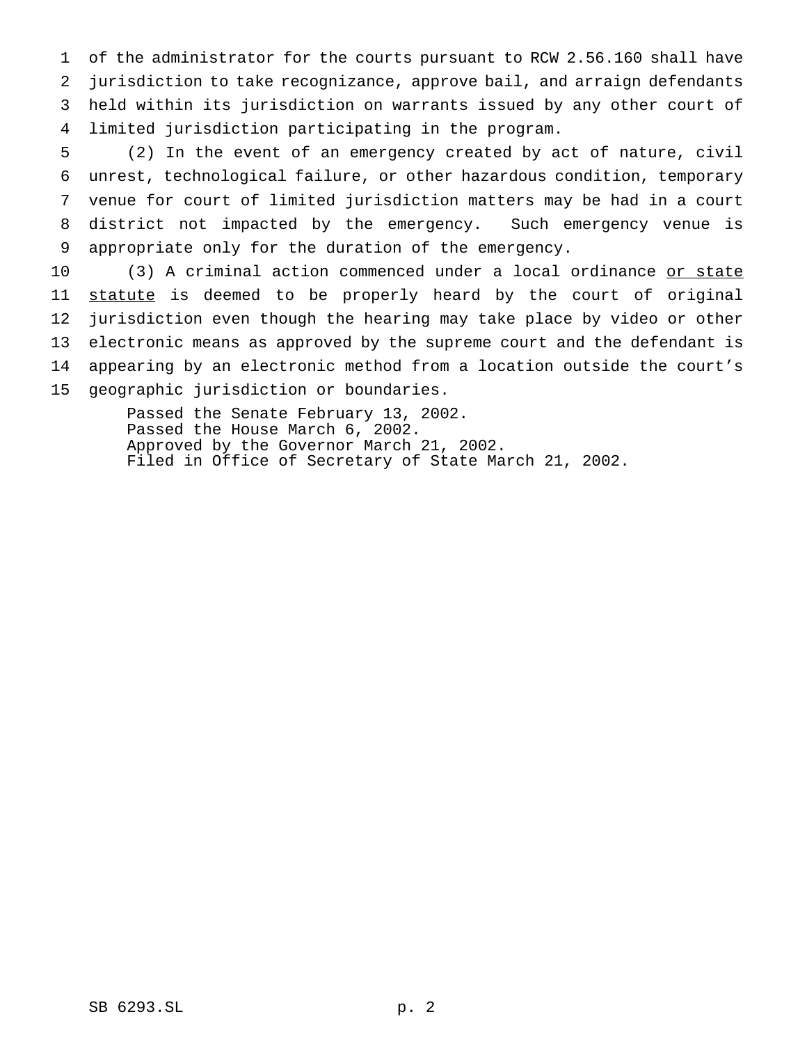of the administrator for the courts pursuant to RCW 2.56.160 shall have jurisdiction to take recognizance, approve bail, and arraign defendants held within its jurisdiction on warrants issued by any other court of limited jurisdiction participating in the program.

(2) In the event of an emergency created by act of nature, civil unrest, technological failure, or other hazardous condition, temporary venue for court of limited jurisdiction matters may be had in a court district not impacted by the emergency. Such emergency venue is appropriate only for the duration of the emergency.

(3) A criminal action commenced under a local ordinance <u>or state statute</u> is deemed to be properly heard by the court of original jurisdiction even though the hearing may take place by video or other electronic means as approved by the supreme court and the defendant is appearing by an electronic method from a location outside the court's geographic jurisdiction or boundaries.

Passed the Senate February 13, 2002.
Passed the House March 6, 2002.
Approved by the Governor March 21, 2002.
Filed in Office of Secretary of State March 21, 2002.